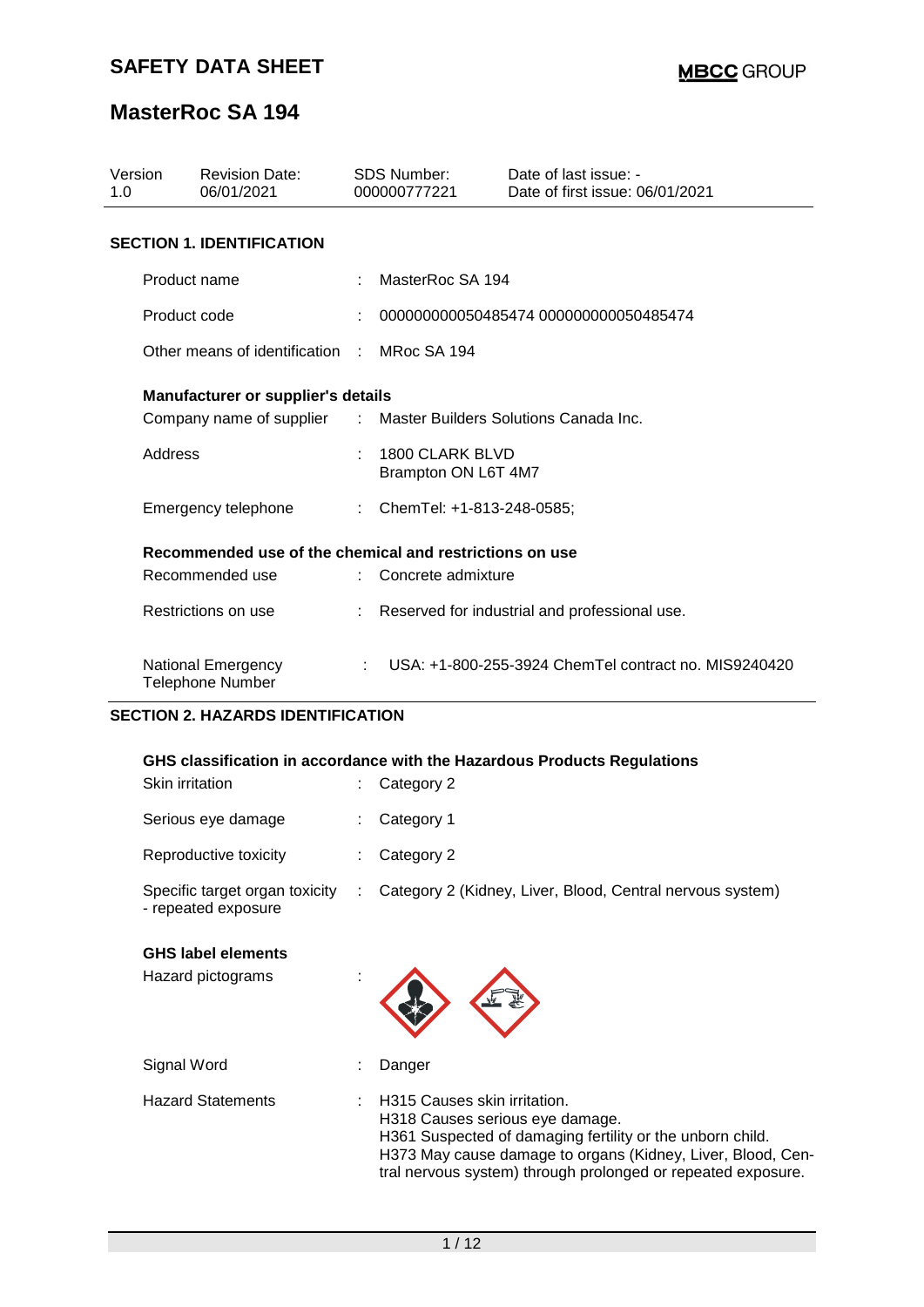# SAFETY DATA SHEET

**MBCC GROUP**

## MasterRoc SA 194

| Version | Revision Date: | SDS Number: | Date of last issue: - |
|---|---|---|---|
| 1.0 | 06/01/2021 | 000000777221 | Date of first issue: 06/01/2021 |

### SECTION 1. IDENTIFICATION

Product name : MasterRoc SA 194

Product code : 000000000050485474 000000000050485474

Other means of identification : MRoc SA 194

**Manufacturer or supplier's details**

Company name of supplier : Master Builders Solutions Canada Inc.

Address : 1800 CLARK BLVD
Brampton ON L6T 4M7

Emergency telephone : ChemTel: +1-813-248-0585;

**Recommended use of the chemical and restrictions on use**

Recommended use : Concrete admixture

Restrictions on use : Reserved for industrial and professional use.

National Emergency Telephone Number : USA: +1-800-255-3924 ChemTel contract no. MIS9240420

### SECTION 2. HAZARDS IDENTIFICATION

**GHS classification in accordance with the Hazardous Products Regulations**

Skin irritation : Category 2

Serious eye damage : Category 1

Reproductive toxicity : Category 2

Specific target organ toxicity - repeated exposure : Category 2 (Kidney, Liver, Blood, Central nervous system)

**GHS label elements**

Hazard pictograms :

Signal Word : Danger

Hazard Statements : H315 Causes skin irritation.
H318 Causes serious eye damage.
H361 Suspected of damaging fertility or the unborn child.
H373 May cause damage to organs (Kidney, Liver, Blood, Central nervous system) through prolonged or repeated exposure.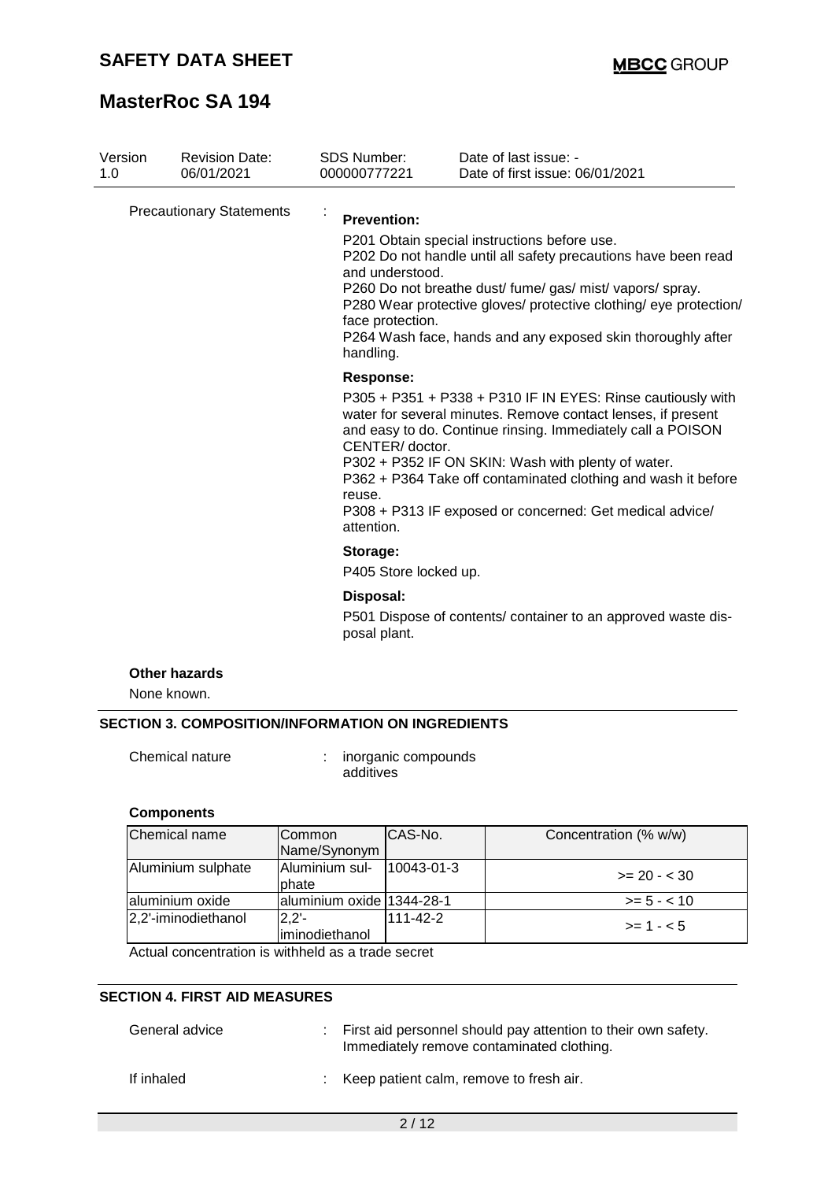| Version | Revision Date: | SDS Number: | Date of last issue: - |
|---|---|---|---|
| 1.0 | 06/01/2021 | 000000777221 | Date of first issue: 06/01/2021 |

Precautionary Statements :

**Prevention:**

P201 Obtain special instructions before use.
P202 Do not handle until all safety precautions have been read and understood.
P260 Do not breathe dust/ fume/ gas/ mist/ vapors/ spray.
P280 Wear protective gloves/ protective clothing/ eye protection/ face protection.
P264 Wash face, hands and any exposed skin thoroughly after handling.

**Response:**

P305 + P351 + P338 + P310 IF IN EYES: Rinse cautiously with water for several minutes. Remove contact lenses, if present and easy to do. Continue rinsing. Immediately call a POISON CENTER/ doctor.
P302 + P352 IF ON SKIN: Wash with plenty of water.
P362 + P364 Take off contaminated clothing and wash it before reuse.
P308 + P313 IF exposed or concerned: Get medical advice/ attention.

**Storage:**

P405 Store locked up.

**Disposal:**

P501 Dispose of contents/ container to an approved waste disposal plant.

**Other hazards**

None known.

## SECTION 3. COMPOSITION/INFORMATION ON INGREDIENTS

Chemical nature : inorganic compounds
additives

**Components**

| Chemical name | Common Name/Synonym | CAS-No. | Concentration (% w/w) |
|---|---|---|---|
| Aluminium sulphate | Aluminium sulphate | 10043-01-3 | >= 20 - < 30 |
| aluminium oxide | aluminium oxide | 1344-28-1 | >= 5 - < 10 |
| 2,2'-iminodiethanol | 2,2'-iminodiethanol | 111-42-2 | >= 1 - < 5 |

Actual concentration is withheld as a trade secret

## SECTION 4. FIRST AID MEASURES

General advice : First aid personnel should pay attention to their own safety. Immediately remove contaminated clothing.

If inhaled : Keep patient calm, remove to fresh air.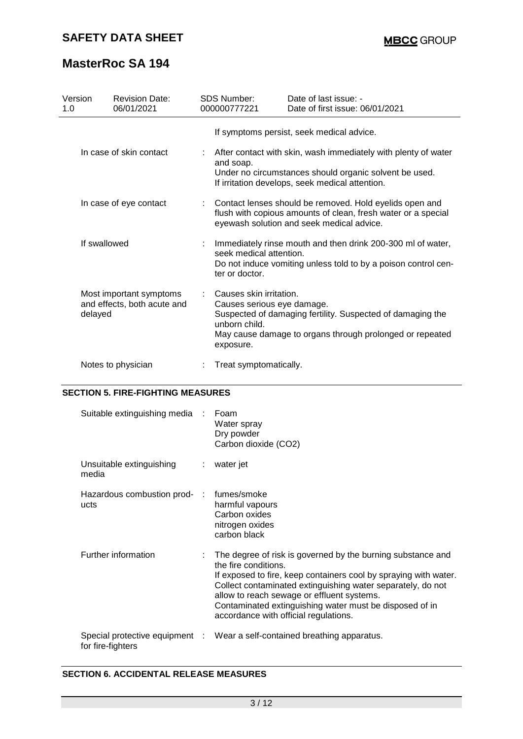| Version 1.0 | Revision Date: 06/01/2021 | SDS Number: 000000777221 | Date of last issue: - Date of first issue: 06/01/2021 |
|---|---|---|---|

If symptoms persist, seek medical advice.

| | |
|---|---|
| In case of skin contact | : After contact with skin, wash immediately with plenty of water and soap. Under no circumstances should organic solvent be used. If irritation develops, seek medical attention. |
| In case of eye contact | : Contact lenses should be removed. Hold eyelids open and flush with copious amounts of clean, fresh water or a special eyewash solution and seek medical advice. |
| If swallowed | : Immediately rinse mouth and then drink 200-300 ml of water, seek medical attention. Do not induce vomiting unless told to by a poison control center or doctor. |
| Most important symptoms and effects, both acute and delayed | : Causes skin irritation. Causes serious eye damage. Suspected of damaging fertility. Suspected of damaging the unborn child. May cause damage to organs through prolonged or repeated exposure. |
| Notes to physician | : Treat symptomatically. |

## SECTION 5. FIRE-FIGHTING MEASURES

| | |
|---|---|
| Suitable extinguishing media | : Foam<br>Water spray<br>Dry powder<br>Carbon dioxide ($CO_2$) |
| Unsuitable extinguishing media | : water jet |
| Hazardous combustion products | : fumes/smoke<br>harmful vapours<br>Carbon oxides<br>nitrogen oxides<br>carbon black |
| Further information | : The degree of risk is governed by the burning substance and the fire conditions. If exposed to fire, keep containers cool by spraying with water. Collect contaminated extinguishing water separately, do not allow to reach sewage or effluent systems. Contaminated extinguishing water must be disposed of in accordance with official regulations. |
| Special protective equipment for fire-fighters | : Wear a self-contained breathing apparatus. |

## SECTION 6. ACCIDENTAL RELEASE MEASURES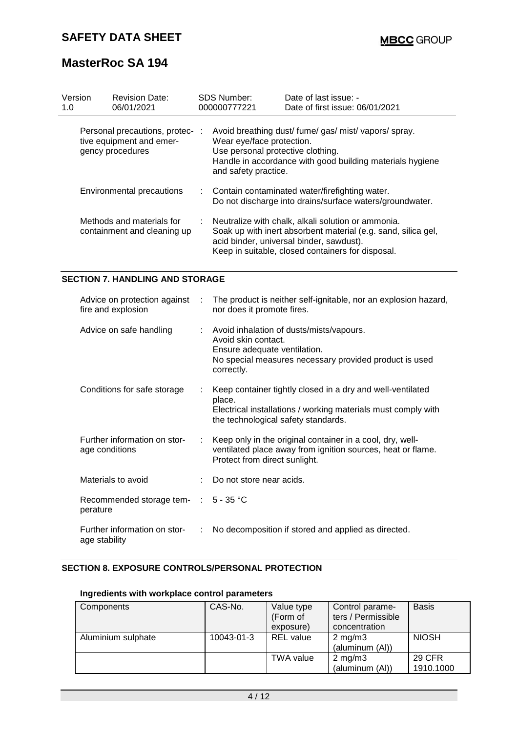| Version 1.0 | Revision Date: 06/01/2021 | SDS Number: 000000777221 | Date of last issue: - Date of first issue: 06/01/2021 |
|---|---|---|---|

Personal precautions, protective equipment and emergency procedures : Avoid breathing dust/ fume/ gas/ mist/ vapors/ spray.
Wear eye/face protection.
Use personal protective clothing.
Handle in accordance with good building materials hygiene and safety practice.

Environmental precautions : Contain contaminated water/firefighting water.
Do not discharge into drains/surface waters/groundwater.

Methods and materials for containment and cleaning up : Neutralize with chalk, alkali solution or ammonia.
Soak up with inert absorbent material (e.g. sand, silica gel, acid binder, universal binder, sawdust).
Keep in suitable, closed containers for disposal.

## SECTION 7. HANDLING AND STORAGE

Advice on protection against fire and explosion : The product is neither self-ignitable, nor an explosion hazard, nor does it promote fires.

Advice on safe handling : Avoid inhalation of dusts/mists/vapours.
Avoid skin contact.
Ensure adequate ventilation.
No special measures necessary provided product is used correctly.

Conditions for safe storage : Keep container tightly closed in a dry and well-ventilated place.
Electrical installations / working materials must comply with the technological safety standards.

Further information on storage conditions : Keep only in the original container in a cool, dry, well-ventilated place away from ignition sources, heat or flame.
Protect from direct sunlight.

Materials to avoid : Do not store near acids.

Recommended storage temperature : 5 - 35 °C

Further information on storage stability : No decomposition if stored and applied as directed.

## SECTION 8. EXPOSURE CONTROLS/PERSONAL PROTECTION

### Ingredients with workplace control parameters

| Components | CAS-No. | Value type (Form of exposure) | Control parameters / Permissible concentration | Basis |
|---|---|---|---|---|
| Aluminium sulphate | 10043-01-3 | REL value | 2 mg/m3 (aluminum (Al)) | NIOSH |
| | | TWA value | 2 mg/m3 (aluminum (Al)) | 29 CFR 1910.1000 |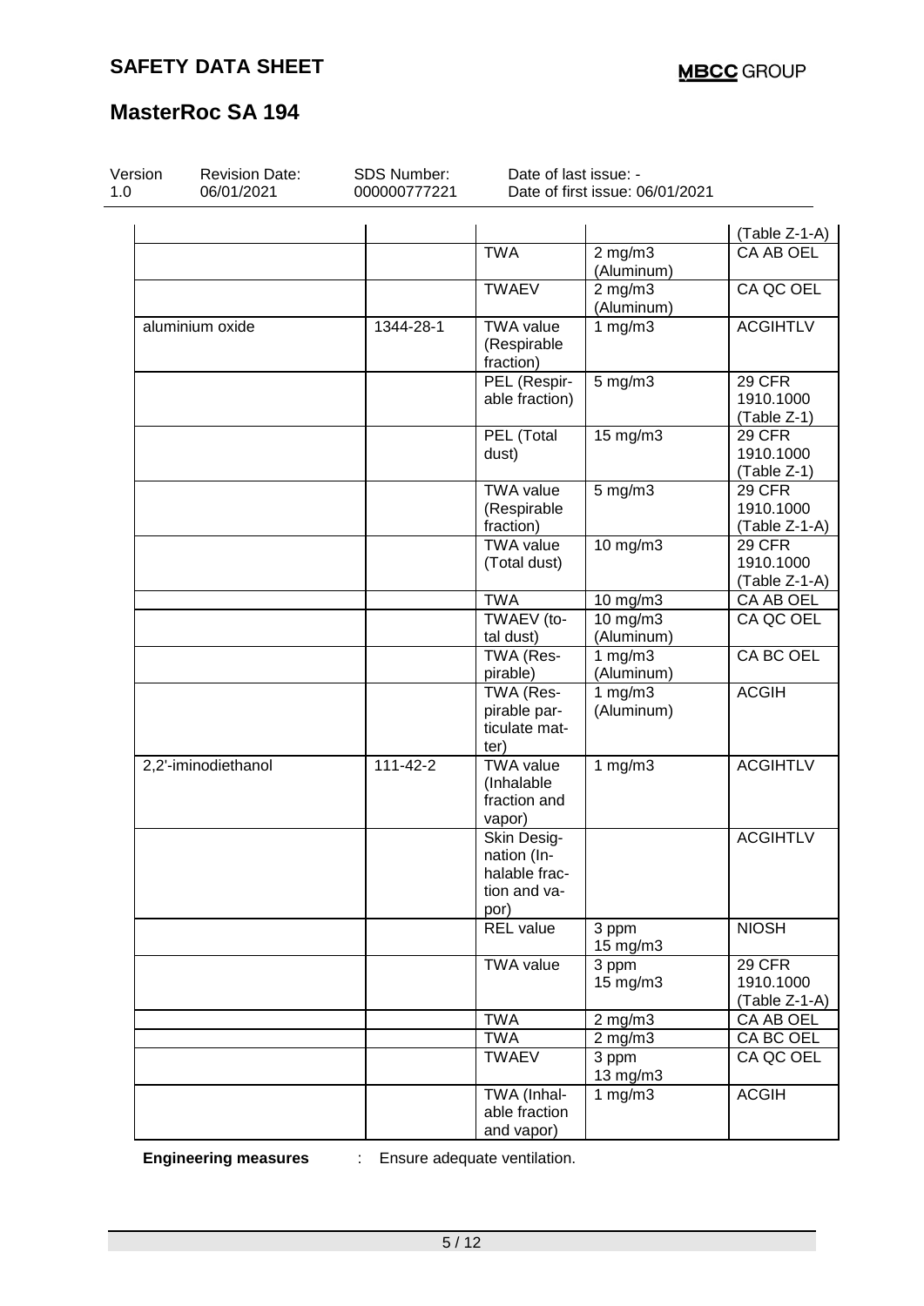| | | | | (Table Z-1-A) |
|---|---|---|---|---|
| | | TWA | 2 mg/m3 (Aluminum) | CA AB OEL |
| | | TWAEV | 2 mg/m3 (Aluminum) | CA QC OEL |
| aluminium oxide | 1344-28-1 | TWA value (Respirable fraction) | 1 mg/m3 | ACGIHTLV |
| | | PEL (Respirable fraction) | 5 mg/m3 | 29 CFR 1910.1000 (Table Z-1) |
| | | PEL (Total dust) | 15 mg/m3 | 29 CFR 1910.1000 (Table Z-1) |
| | | TWA value (Respirable fraction) | 5 mg/m3 | 29 CFR 1910.1000 (Table Z-1-A) |
| | | TWA value (Total dust) | 10 mg/m3 | 29 CFR 1910.1000 (Table Z-1-A) |
| | | TWA | 10 mg/m3 | CA AB OEL |
| | | TWAEV (total dust) | 10 mg/m3 (Aluminum) | CA QC OEL |
| | | TWA (Respirable) | 1 mg/m3 (Aluminum) | CA BC OEL |
| | | TWA (Respirable particulate matter) | 1 mg/m3 (Aluminum) | ACGIH |
| 2,2'-iminodiethanol | 111-42-2 | TWA value (Inhalable fraction and vapor) | 1 mg/m3 | ACGIHTLV |
| | | Skin Designation (Inhalable fraction and vapor) | | ACGIHTLV |
| | | REL value | 3 ppm 15 mg/m3 | NIOSH |
| | | TWA value | 3 ppm 15 mg/m3 | 29 CFR 1910.1000 (Table Z-1-A) |
| | | TWA | 2 mg/m3 | CA AB OEL |
| | | TWA | 2 mg/m3 | CA BC OEL |
| | | TWAEV | 3 ppm 13 mg/m3 | CA QC OEL |
| | | TWA (Inhalable fraction and vapor) | 1 mg/m3 | ACGIH |

**Engineering measures** : Ensure adequate ventilation.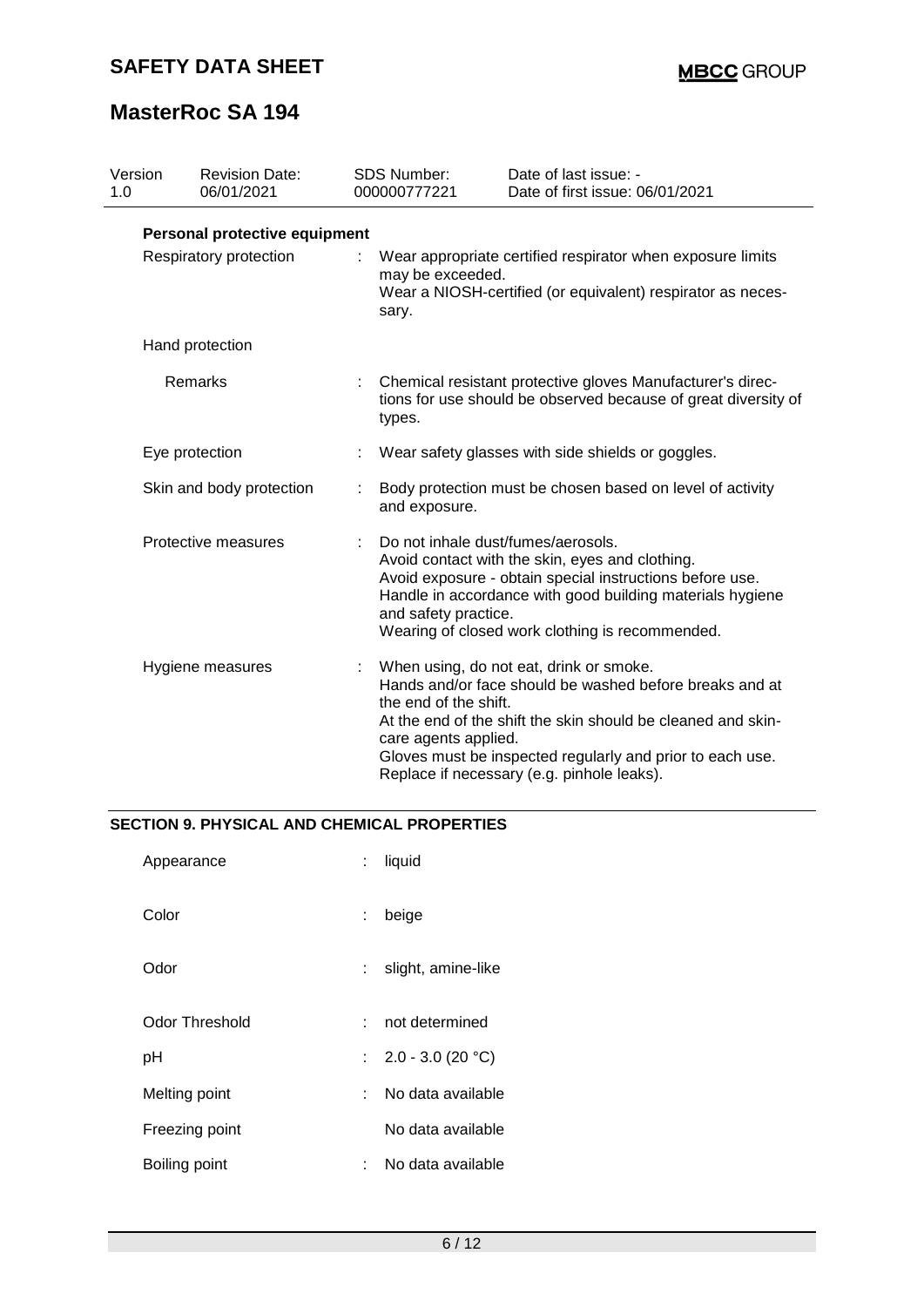**Personal protective equipment**

| | | |
|---|---|---|
| Respiratory protection | : | Wear appropriate certified respirator when exposure limits may be exceeded.<br>Wear a NIOSH-certified (or equivalent) respirator as necessary. |
| Hand protection | | |
| Remarks | : | Chemical resistant protective gloves Manufacturer's directions for use should be observed because of great diversity of types. |
| Eye protection | : | Wear safety glasses with side shields or goggles. |
| Skin and body protection | : | Body protection must be chosen based on level of activity and exposure. |
| Protective measures | : | Do not inhale dust/fumes/aerosols.<br>Avoid contact with the skin, eyes and clothing.<br>Avoid exposure - obtain special instructions before use.<br>Handle in accordance with good building materials hygiene and safety practice.<br>Wearing of closed work clothing is recommended. |
| Hygiene measures | : | When using, do not eat, drink or smoke.<br>Hands and/or face should be washed before breaks and at the end of the shift.<br>At the end of the shift the skin should be cleaned and skin-care agents applied.<br>Gloves must be inspected regularly and prior to each use. Replace if necessary (e.g. pinhole leaks). |

## SECTION 9. PHYSICAL AND CHEMICAL PROPERTIES

| | | |
|---|---|---|
| Appearance | : | liquid |
| Color | : | beige |
| Odor | : | slight, amine-like |
| Odor Threshold | : | not determined |
| pH | : | 2.0 - 3.0 (20 °C) |
| Melting point | : | No data available |
| Freezing point | | No data available |
| Boiling point | : | No data available |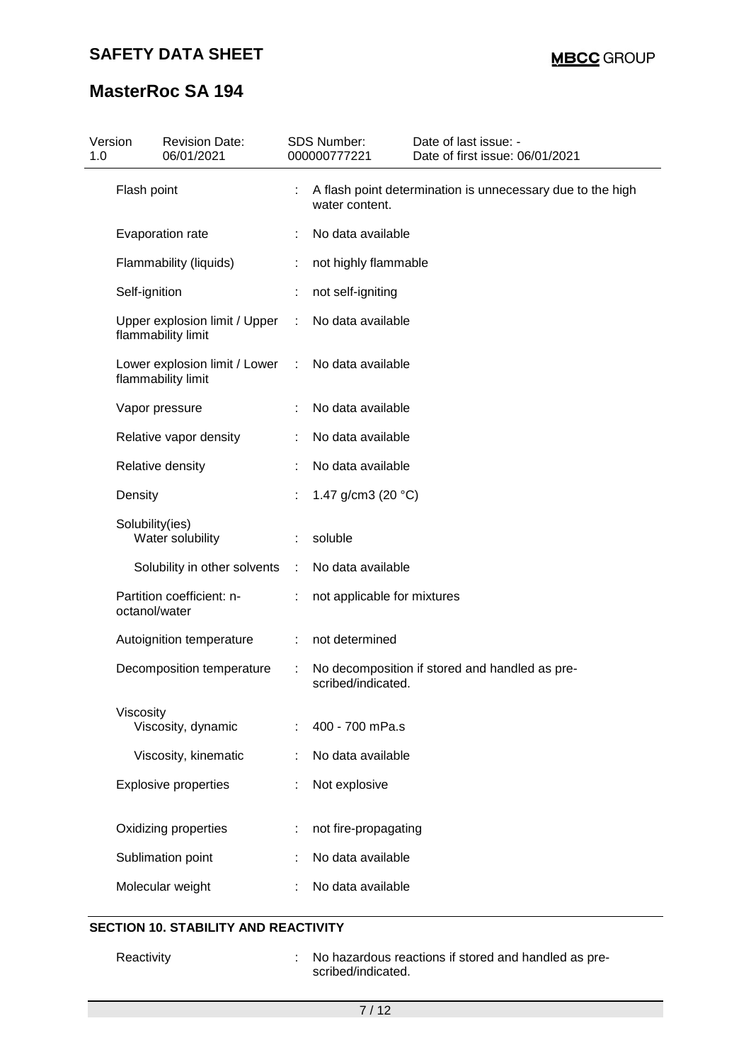| Version 1.0 | Revision Date: 06/01/2021 | SDS Number: 000000777221 | Date of last issue: - Date of first issue: 06/01/2021 |
|---|---|---|---|

| Property | | Value |
|---|---|---|
| Flash point | : | A flash point determination is unnecessary due to the high water content. |
| Evaporation rate | : | No data available |
| Flammability (liquids) | : | not highly flammable |
| Self-ignition | : | not self-igniting |
| Upper explosion limit / Upper flammability limit | : | No data available |
| Lower explosion limit / Lower flammability limit | : | No data available |
| Vapor pressure | : | No data available |
| Relative vapor density | : | No data available |
| Relative density | : | No data available |
| Density | : | 1.47 g/cm3 (20 °C) |
| Solubility(ies) | | |
| Water solubility | : | soluble |
| Solubility in other solvents | : | No data available |
| Partition coefficient: n-octanol/water | : | not applicable for mixtures |
| Autoignition temperature | : | not determined |
| Decomposition temperature | : | No decomposition if stored and handled as prescribed/indicated. |
| Viscosity | | |
| Viscosity, dynamic | : | 400 - 700 mPa.s |
| Viscosity, kinematic | : | No data available |
| Explosive properties | : | Not explosive |
| Oxidizing properties | : | not fire-propagating |
| Sublimation point | : | No data available |
| Molecular weight | : | No data available |

## SECTION 10. STABILITY AND REACTIVITY

| | | |
|---|---|---|
| Reactivity | : | No hazardous reactions if stored and handled as prescribed/indicated. |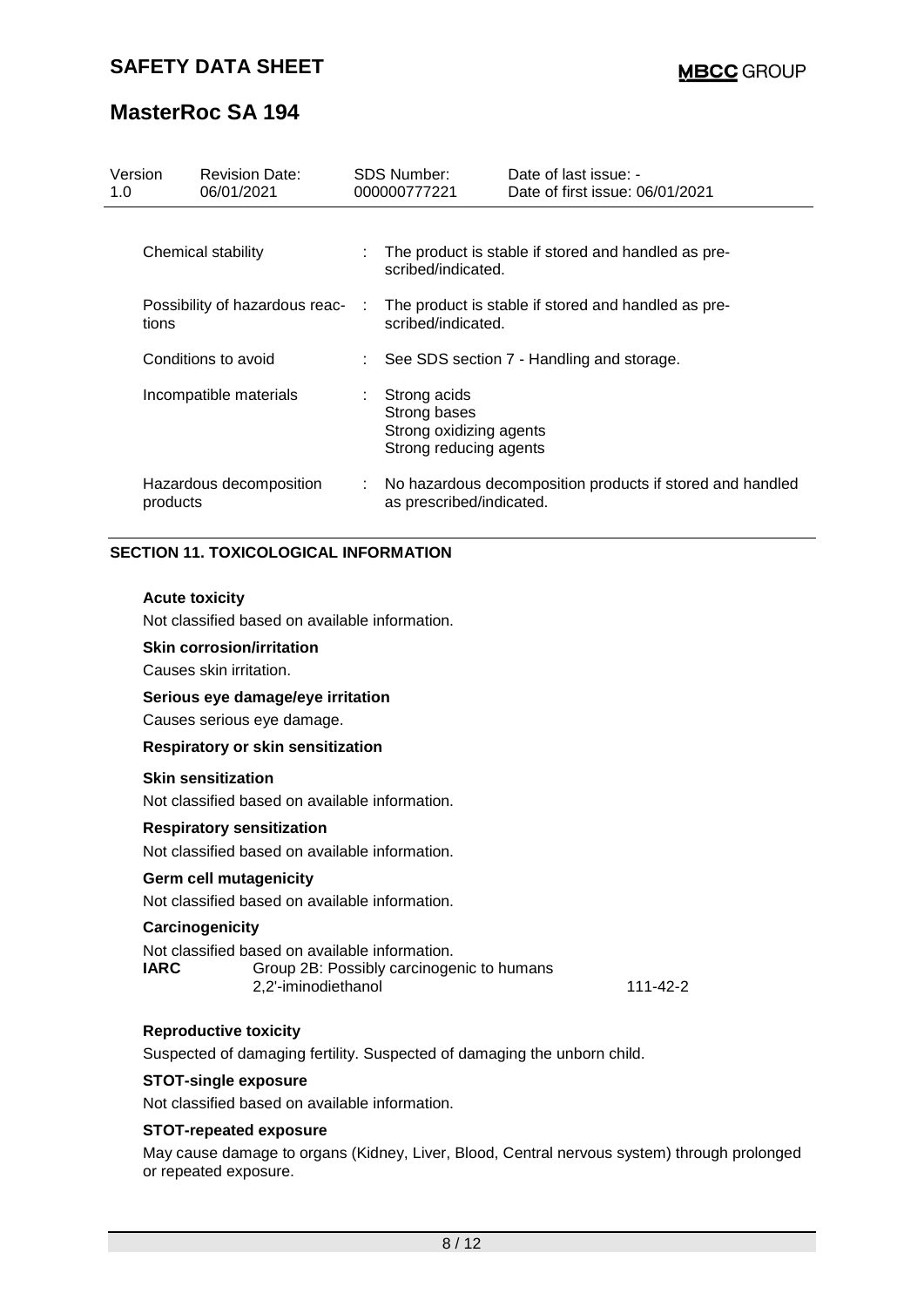| Version 1.0 | Revision Date: 06/01/2021 | SDS Number: 000000777221 | Date of last issue: - Date of first issue: 06/01/2021 |
|---|---|---|---|

| | |
|---|---|
| Chemical stability | : The product is stable if stored and handled as prescribed/indicated. |
| Possibility of hazardous reactions | : The product is stable if stored and handled as prescribed/indicated. |
| Conditions to avoid | : See SDS section 7 - Handling and storage. |
| Incompatible materials | : Strong acids<br>Strong bases<br>Strong oxidizing agents<br>Strong reducing agents |
| Hazardous decomposition products | : No hazardous decomposition products if stored and handled as prescribed/indicated. |

## SECTION 11. TOXICOLOGICAL INFORMATION

**Acute toxicity**

Not classified based on available information.

**Skin corrosion/irritation**

Causes skin irritation.

**Serious eye damage/eye irritation**

Causes serious eye damage.

**Respiratory or skin sensitization**

**Skin sensitization**

Not classified based on available information.

**Respiratory sensitization**

Not classified based on available information.

**Germ cell mutagenicity**

Not classified based on available information.

**Carcinogenicity**

Not classified based on available information.

| | | |
|---|---|---|
| **IARC** | Group 2B: Possibly carcinogenic to humans<br>2,2'-iminodiethanol | 111-42-2 |

**Reproductive toxicity**

Suspected of damaging fertility. Suspected of damaging the unborn child.

**STOT-single exposure**

Not classified based on available information.

**STOT-repeated exposure**

May cause damage to organs (Kidney, Liver, Blood, Central nervous system) through prolonged or repeated exposure.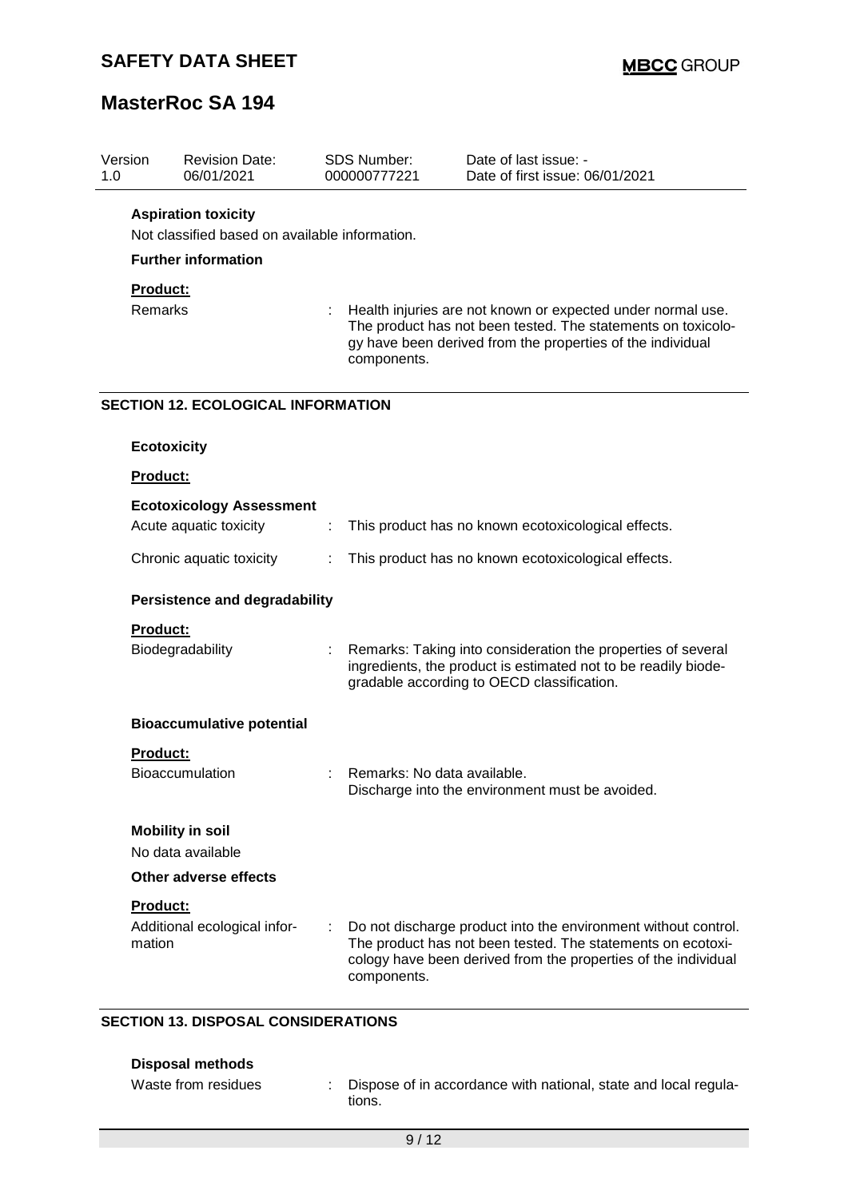| Version | Revision Date: | SDS Number: | Date of last issue: - |
|---|---|---|---|
| 1.0 | 06/01/2021 | 000000777221 | Date of first issue: 06/01/2021 |

**Aspiration toxicity**

Not classified based on available information.

**Further information**

**Product:**

Remarks : Health injuries are not known or expected under normal use. The product has not been tested. The statements on toxicology have been derived from the properties of the individual components.

## SECTION 12. ECOLOGICAL INFORMATION

**Ecotoxicity**

**Product:**

**Ecotoxicology Assessment**

Acute aquatic toxicity : This product has no known ecotoxicological effects.

Chronic aquatic toxicity : This product has no known ecotoxicological effects.

**Persistence and degradability**

**Product:**

Biodegradability : Remarks: Taking into consideration the properties of several ingredients, the product is estimated not to be readily biodegradable according to OECD classification.

**Bioaccumulative potential**

**Product:**

Bioaccumulation : Remarks: No data available.
Discharge into the environment must be avoided.

**Mobility in soil**

No data available

**Other adverse effects**

**Product:**

Additional ecological information : Do not discharge product into the environment without control. The product has not been tested. The statements on ecotoxicology have been derived from the properties of the individual components.

## SECTION 13. DISPOSAL CONSIDERATIONS

**Disposal methods**

Waste from residues : Dispose of in accordance with national, state and local regulations.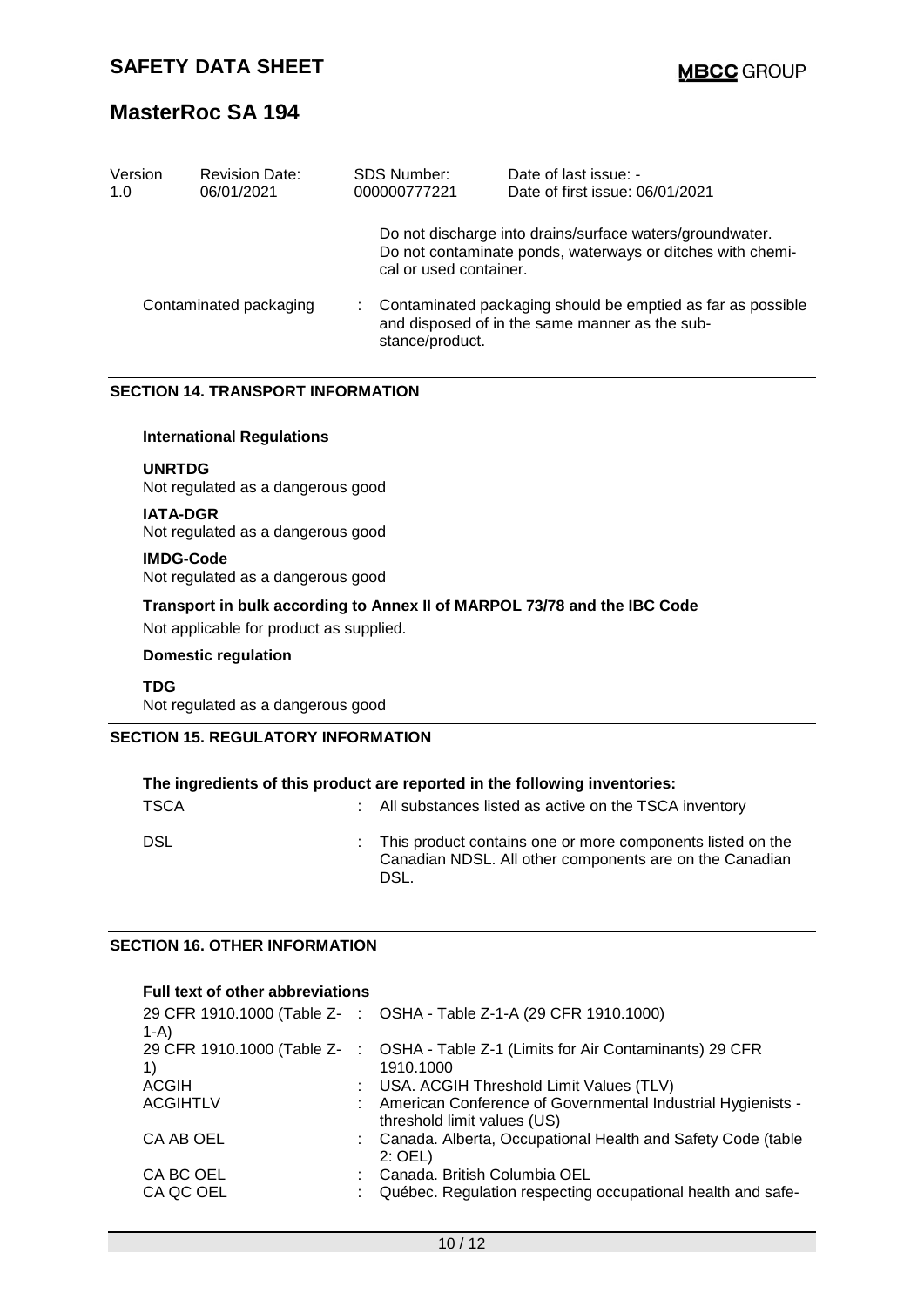| Version 1.0 | Revision Date: 06/01/2021 | SDS Number: 000000777221 | Date of last issue: - Date of first issue: 06/01/2021 |
|---|---|---|---|

Do not discharge into drains/surface waters/groundwater.
Do not contaminate ponds, waterways or ditches with chemical or used container.

Contaminated packaging : Contaminated packaging should be emptied as far as possible and disposed of in the same manner as the substance/product.

## SECTION 14. TRANSPORT INFORMATION

### International Regulations

**UNRTDG**
Not regulated as a dangerous good

**IATA-DGR**
Not regulated as a dangerous good

**IMDG-Code**
Not regulated as a dangerous good

**Transport in bulk according to Annex II of MARPOL 73/78 and the IBC Code**

Not applicable for product as supplied.

### Domestic regulation

**TDG**
Not regulated as a dangerous good

## SECTION 15. REGULATORY INFORMATION

**The ingredients of this product are reported in the following inventories:**

| | | |
|---|---|---|
| TSCA | : | All substances listed as active on the TSCA inventory |
| DSL | : | This product contains one or more components listed on the Canadian NDSL. All other components are on the Canadian DSL. |

## SECTION 16. OTHER INFORMATION

**Full text of other abbreviations**

| | | |
|---|---|---|
| 29 CFR 1910.1000 (Table Z-1-A) | : | OSHA - Table Z-1-A (29 CFR 1910.1000) |
| 29 CFR 1910.1000 (Table Z-1) | : | OSHA - Table Z-1 (Limits for Air Contaminants) 29 CFR 1910.1000 |
| ACGIH | : | USA. ACGIH Threshold Limit Values (TLV) |
| ACGIHTLV | : | American Conference of Governmental Industrial Hygienists - threshold limit values (US) |
| CA AB OEL | : | Canada. Alberta, Occupational Health and Safety Code (table 2: OEL) |
| CA BC OEL | : | Canada. British Columbia OEL |
| CA QC OEL | : | Québec. Regulation respecting occupational health and safe- |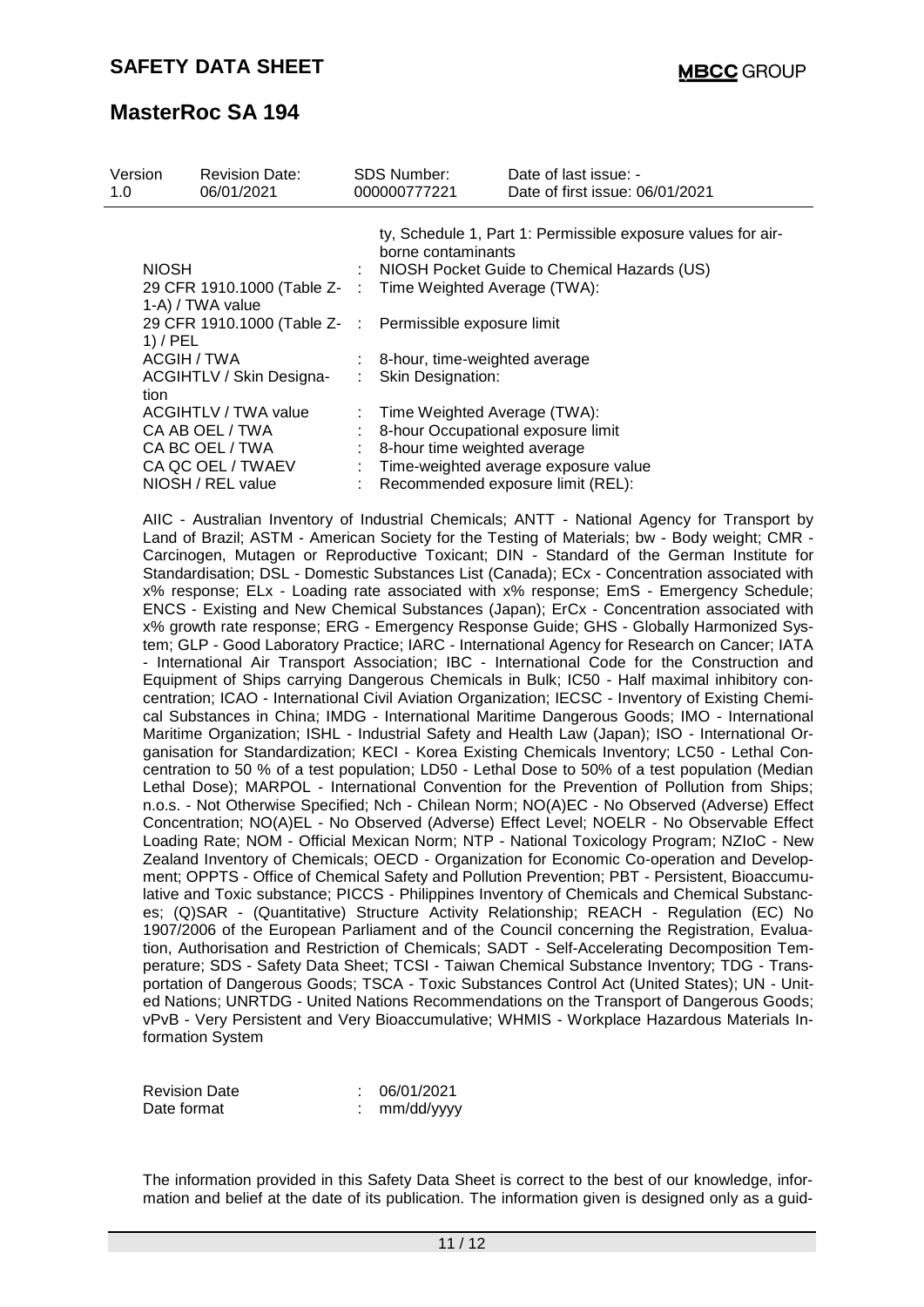| Version 1.0 | Revision Date: 06/01/2021 | SDS Number: 000000777221 | Date of last issue: - Date of first issue: 06/01/2021 |
|---|---|---|---|

ty, Schedule 1, Part 1: Permissible exposure values for airborne contaminants

| | | |
|---|---|---|
| NIOSH | : | NIOSH Pocket Guide to Chemical Hazards (US) |
| 29 CFR 1910.1000 (Table Z-1-A) / TWA value | : | Time Weighted Average (TWA): |
| 29 CFR 1910.1000 (Table Z-1) / PEL | : | Permissible exposure limit |
| ACGIH / TWA | : | 8-hour, time-weighted average |
| ACGIHTLV / Skin Designation | : | Skin Designation: |
| ACGIHTLV / TWA value | : | Time Weighted Average (TWA): |
| CA AB OEL / TWA | : | 8-hour Occupational exposure limit |
| CA BC OEL / TWA | : | 8-hour time weighted average |
| CA QC OEL / TWAEV | : | Time-weighted average exposure value |
| NIOSH / REL value | : | Recommended exposure limit (REL): |

AIIC - Australian Inventory of Industrial Chemicals; ANTT - National Agency for Transport by Land of Brazil; ASTM - American Society for the Testing of Materials; bw - Body weight; CMR - Carcinogen, Mutagen or Reproductive Toxicant; DIN - Standard of the German Institute for Standardisation; DSL - Domestic Substances List (Canada); ECx - Concentration associated with x% response; ELx - Loading rate associated with x% response; EmS - Emergency Schedule; ENCS - Existing and New Chemical Substances (Japan); ErCx - Concentration associated with x% growth rate response; ERG - Emergency Response Guide; GHS - Globally Harmonized System; GLP - Good Laboratory Practice; IARC - International Agency for Research on Cancer; IATA - International Air Transport Association; IBC - International Code for the Construction and Equipment of Ships carrying Dangerous Chemicals in Bulk; IC50 - Half maximal inhibitory concentration; ICAO - International Civil Aviation Organization; IECSC - Inventory of Existing Chemical Substances in China; IMDG - International Maritime Dangerous Goods; IMO - International Maritime Organization; ISHL - Industrial Safety and Health Law (Japan); ISO - International Organisation for Standardization; KECI - Korea Existing Chemicals Inventory; LC50 - Lethal Concentration to 50 % of a test population; LD50 - Lethal Dose to 50% of a test population (Median Lethal Dose); MARPOL - International Convention for the Prevention of Pollution from Ships; n.o.s. - Not Otherwise Specified; Nch - Chilean Norm; NO(A)EC - No Observed (Adverse) Effect Concentration; NO(A)EL - No Observed (Adverse) Effect Level; NOELR - No Observable Effect Loading Rate; NOM - Official Mexican Norm; NTP - National Toxicology Program; NZIoC - New Zealand Inventory of Chemicals; OECD - Organization for Economic Co-operation and Development; OPPTS - Office of Chemical Safety and Pollution Prevention; PBT - Persistent, Bioaccumulative and Toxic substance; PICCS - Philippines Inventory of Chemicals and Chemical Substances; (Q)SAR - (Quantitative) Structure Activity Relationship; REACH - Regulation (EC) No 1907/2006 of the European Parliament and of the Council concerning the Registration, Evaluation, Authorisation and Restriction of Chemicals; SADT - Self-Accelerating Decomposition Temperature; SDS - Safety Data Sheet; TCSI - Taiwan Chemical Substance Inventory; TDG - Transportation of Dangerous Goods; TSCA - Toxic Substances Control Act (United States); UN - United Nations; UNRTDG - United Nations Recommendations on the Transport of Dangerous Goods; vPvB - Very Persistent and Very Bioaccumulative; WHMIS - Workplace Hazardous Materials Information System

| | | |
|---|---|---|
| Revision Date | : | 06/01/2021 |
| Date format | : | mm/dd/yyyy |

The information provided in this Safety Data Sheet is correct to the best of our knowledge, information and belief at the date of its publication. The information given is designed only as a guid-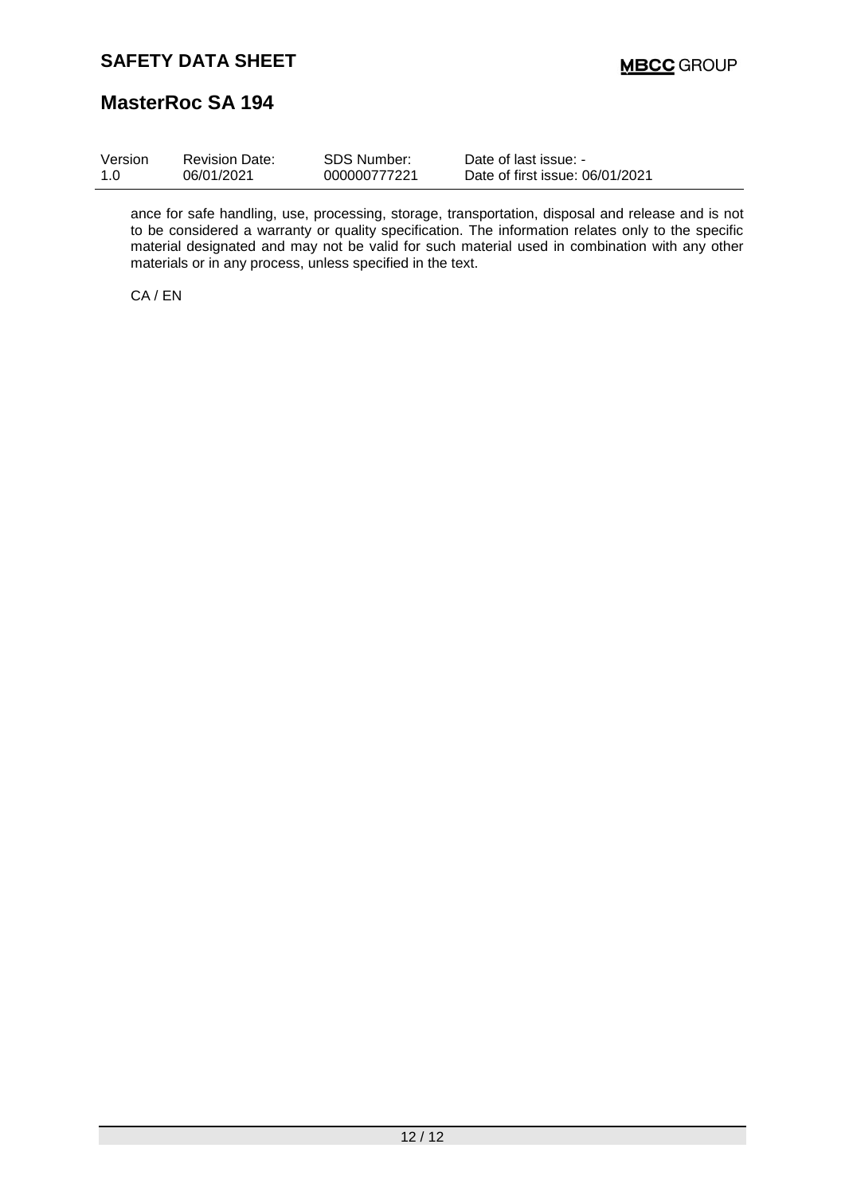ance for safe handling, use, processing, storage, transportation, disposal and release and is not to be considered a warranty or quality specification. The information relates only to the specific material designated and may not be valid for such material used in combination with any other materials or in any process, unless specified in the text.

CA / EN